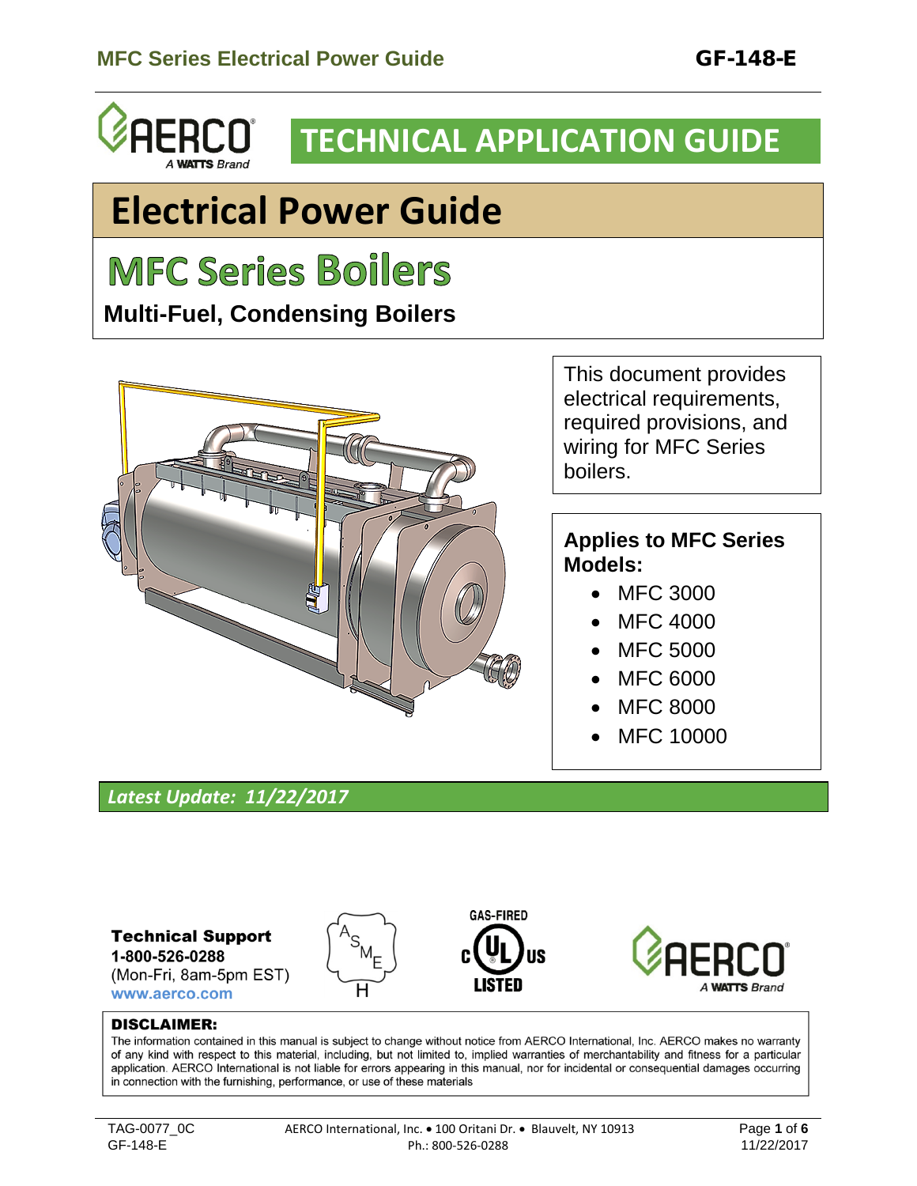# TECHNICAL APPLICATION GUIDE

# Electrical Power Guide

## MFC Series Boilers

**Multi-Fuel, Condensing Boilers**

This document provides electrical requirements, required provisions, and wiring for MFC Series boilers.

**Applies to MFC Series Models:**

- MFC 3000
- MFC 4000
- MFC 5000
- MFC 6000
- MFC 8000
- MFC 10000

***Latest Update: 11/22/2017***

**Technical Support**
**1-800-526-0288**
(Mon-Fri, 8am-5pm EST)
www.aerco.com

**DISCLAIMER:**
The information contained in this manual is subject to change without notice from AERCO International, Inc. AERCO makes no warranty of any kind with respect to this material, including, but not limited to, implied warranties of merchantability and fitness for a particular application. AERCO International is not liable for errors appearing in this manual, nor for incidental or consequential damages occurring in connection with the furnishing, performance, or use of these materials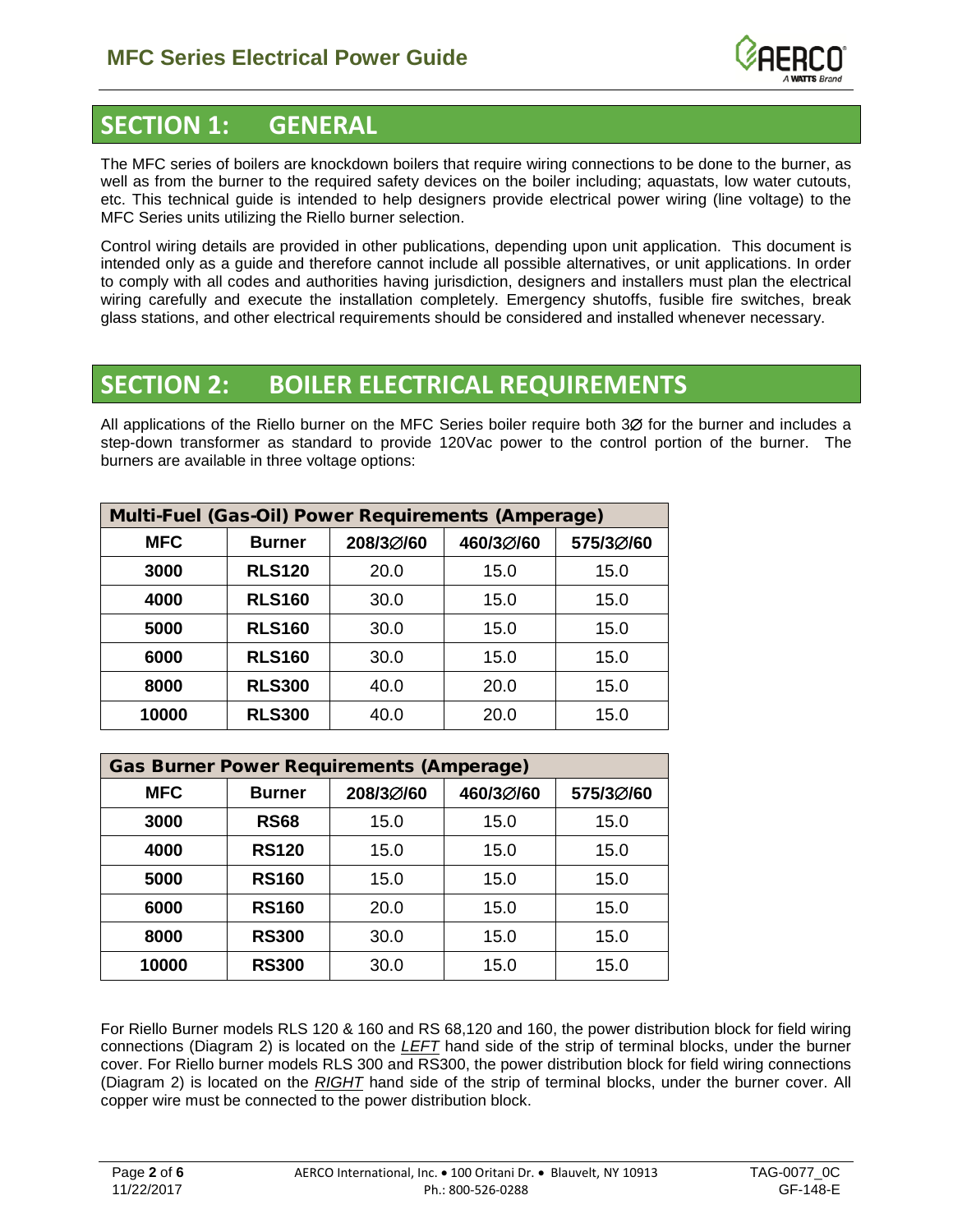## SECTION 1: GENERAL

The MFC series of boilers are knockdown boilers that require wiring connections to be done to the burner, as well as from the burner to the required safety devices on the boiler including; aquastats, low water cutouts, etc. This technical guide is intended to help designers provide electrical power wiring (line voltage) to the MFC Series units utilizing the Riello burner selection.

Control wiring details are provided in other publications, depending upon unit application. This document is intended only as a guide and therefore cannot include all possible alternatives, or unit applications. In order to comply with all codes and authorities having jurisdiction, designers and installers must plan the electrical wiring carefully and execute the installation completely. Emergency shutoffs, fusible fire switches, break glass stations, and other electrical requirements should be considered and installed whenever necessary.

## SECTION 2: BOILER ELECTRICAL REQUIREMENTS

All applications of the Riello burner on the MFC Series boiler require both 3∅ for the burner and includes a step-down transformer as standard to provide 120Vac power to the control portion of the burner. The burners are available in three voltage options:

| Multi-Fuel (Gas-Oil) Power Requirements (Amperage) | | | | |
|---|---|---|---|---|
| **MFC** | **Burner** | **208/3∅/60** | **460/3∅/60** | **575/3∅/60** |
| **3000** | **RLS120** | 20.0 | 15.0 | 15.0 |
| **4000** | **RLS160** | 30.0 | 15.0 | 15.0 |
| **5000** | **RLS160** | 30.0 | 15.0 | 15.0 |
| **6000** | **RLS160** | 30.0 | 15.0 | 15.0 |
| **8000** | **RLS300** | 40.0 | 20.0 | 15.0 |
| **10000** | **RLS300** | 40.0 | 20.0 | 15.0 |

| Gas Burner Power Requirements (Amperage) | | | | |
|---|---|---|---|---|
| **MFC** | **Burner** | **208/3∅/60** | **460/3∅/60** | **575/3∅/60** |
| **3000** | **RS68** | 15.0 | 15.0 | 15.0 |
| **4000** | **RS120** | 15.0 | 15.0 | 15.0 |
| **5000** | **RS160** | 15.0 | 15.0 | 15.0 |
| **6000** | **RS160** | 20.0 | 15.0 | 15.0 |
| **8000** | **RS300** | 30.0 | 15.0 | 15.0 |
| **10000** | **RS300** | 30.0 | 15.0 | 15.0 |

For Riello Burner models RLS 120 & 160 and RS 68,120 and 160, the power distribution block for field wiring connections (Diagram 2) is located on the ***LEFT*** hand side of the strip of terminal blocks, under the burner cover. For Riello burner models RLS 300 and RS300, the power distribution block for field wiring connections (Diagram 2) is located on the ***RIGHT*** hand side of the strip of terminal blocks, under the burner cover. All copper wire must be connected to the power distribution block.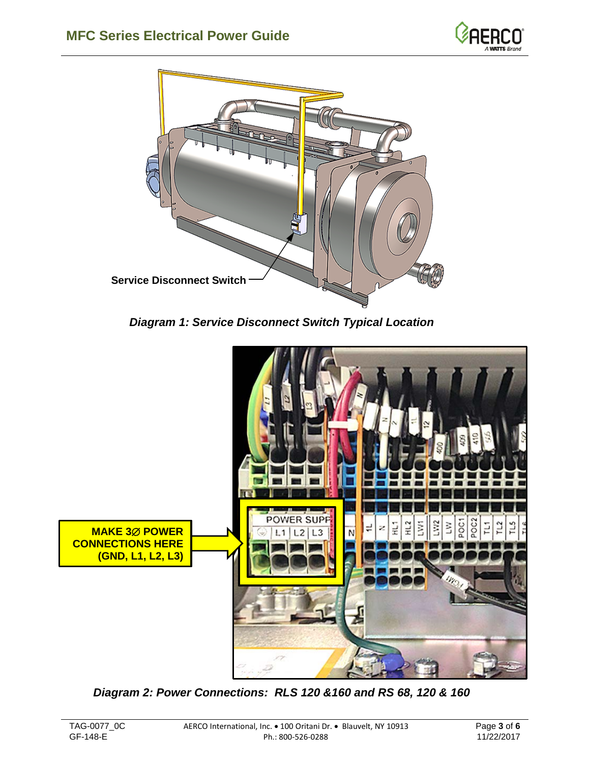Service Disconnect Switch

*Diagram 1: Service Disconnect Switch Typical Location*

MAKE 3∅ POWER CONNECTIONS HERE (GND, L1, L2, L3)

*Diagram 2: Power Connections: RLS 120 &160 and RS 68, 120 & 160*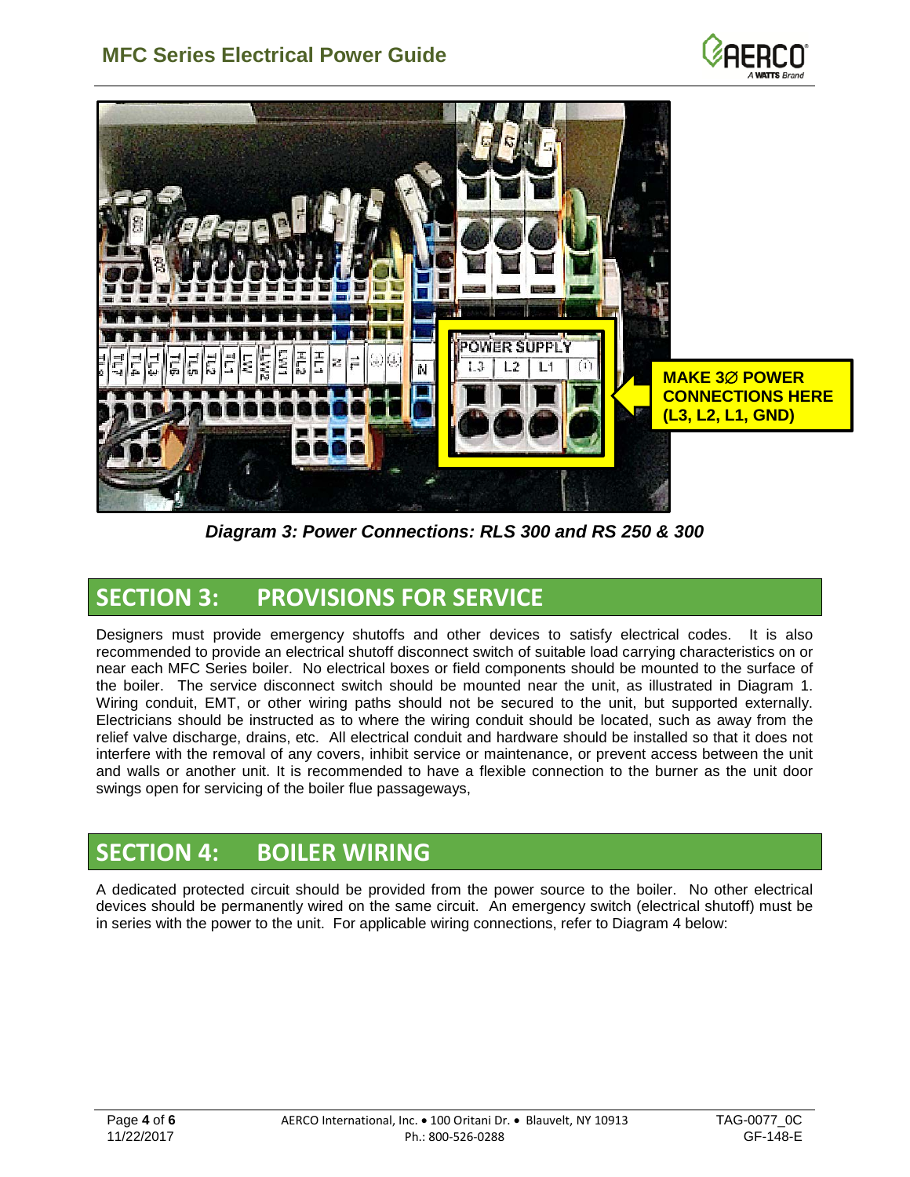MAKE 3∅ POWER CONNECTIONS HERE (L3, L2, L1, GND)

***Diagram 3: Power Connections: RLS 300 and RS 250 & 300***

## SECTION 3: PROVISIONS FOR SERVICE

Designers must provide emergency shutoffs and other devices to satisfy electrical codes. It is also recommended to provide an electrical shutoff disconnect switch of suitable load carrying characteristics on or near each MFC Series boiler. No electrical boxes or field components should be mounted to the surface of the boiler. The service disconnect switch should be mounted near the unit, as illustrated in Diagram 1. Wiring conduit, EMT, or other wiring paths should not be secured to the unit, but supported externally. Electricians should be instructed as to where the wiring conduit should be located, such as away from the relief valve discharge, drains, etc. All electrical conduit and hardware should be installed so that it does not interfere with the removal of any covers, inhibit service or maintenance, or prevent access between the unit and walls or another unit. It is recommended to have a flexible connection to the burner as the unit door swings open for servicing of the boiler flue passageways,

## SECTION 4: BOILER WIRING

A dedicated protected circuit should be provided from the power source to the boiler. No other electrical devices should be permanently wired on the same circuit. An emergency switch (electrical shutoff) must be in series with the power to the unit. For applicable wiring connections, refer to Diagram 4 below: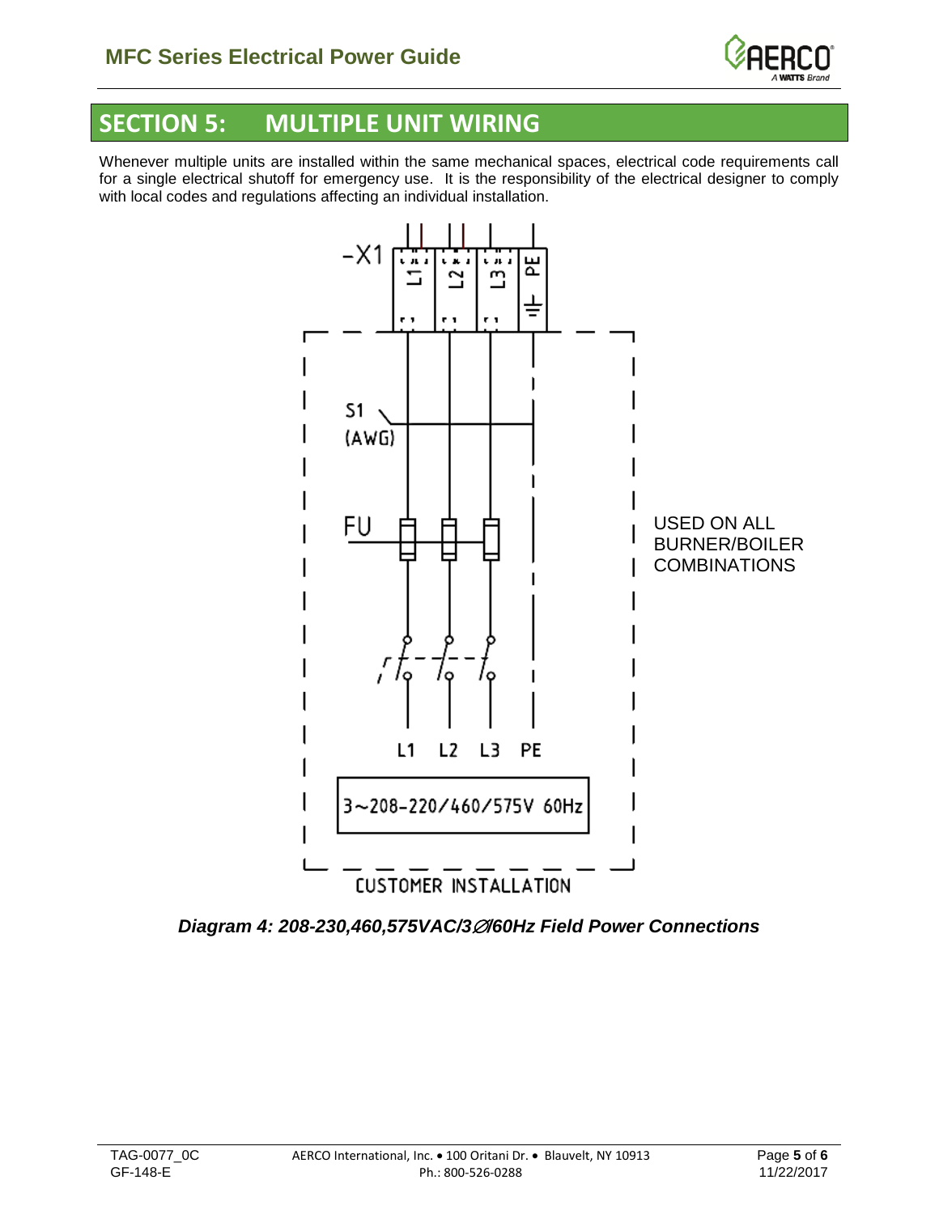# SECTION 5: MULTIPLE UNIT WIRING

Whenever multiple units are installed within the same mechanical spaces, electrical code requirements call for a single electrical shutoff for emergency use. It is the responsibility of the electrical designer to comply with local codes and regulations affecting an individual installation.

-X1

L1 L2 L3 PE

S1 (AWG)

FU

L1 L2 L3 PE

3~208-220/460/575V 60Hz

CUSTOMER INSTALLATION

USED ON ALL BURNER/BOILER COMBINATIONS

***Diagram 4: 208-230,460,575VAC/3∅/60Hz Field Power Connections***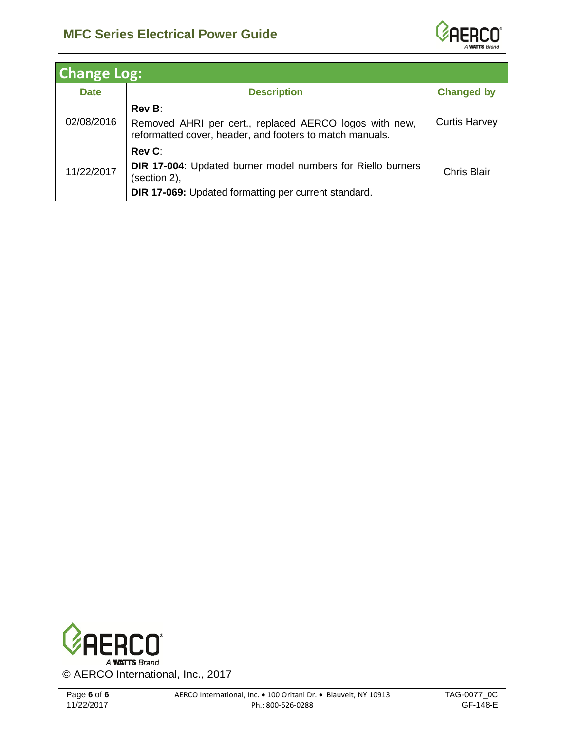## Change Log:

| Date | Description | Changed by |
|---|---|---|
| 02/08/2016 | **Rev B**:<br>Removed AHRI per cert., replaced AERCO logos with new, reformatted cover, header, and footers to match manuals. | Curtis Harvey |
| 11/22/2017 | **Rev C**:<br>**DIR 17-004**: Updated burner model numbers for Riello burners (section 2),<br>**DIR 17-069:** Updated formatting per current standard. | Chris Blair |

© AERCO International, Inc., 2017